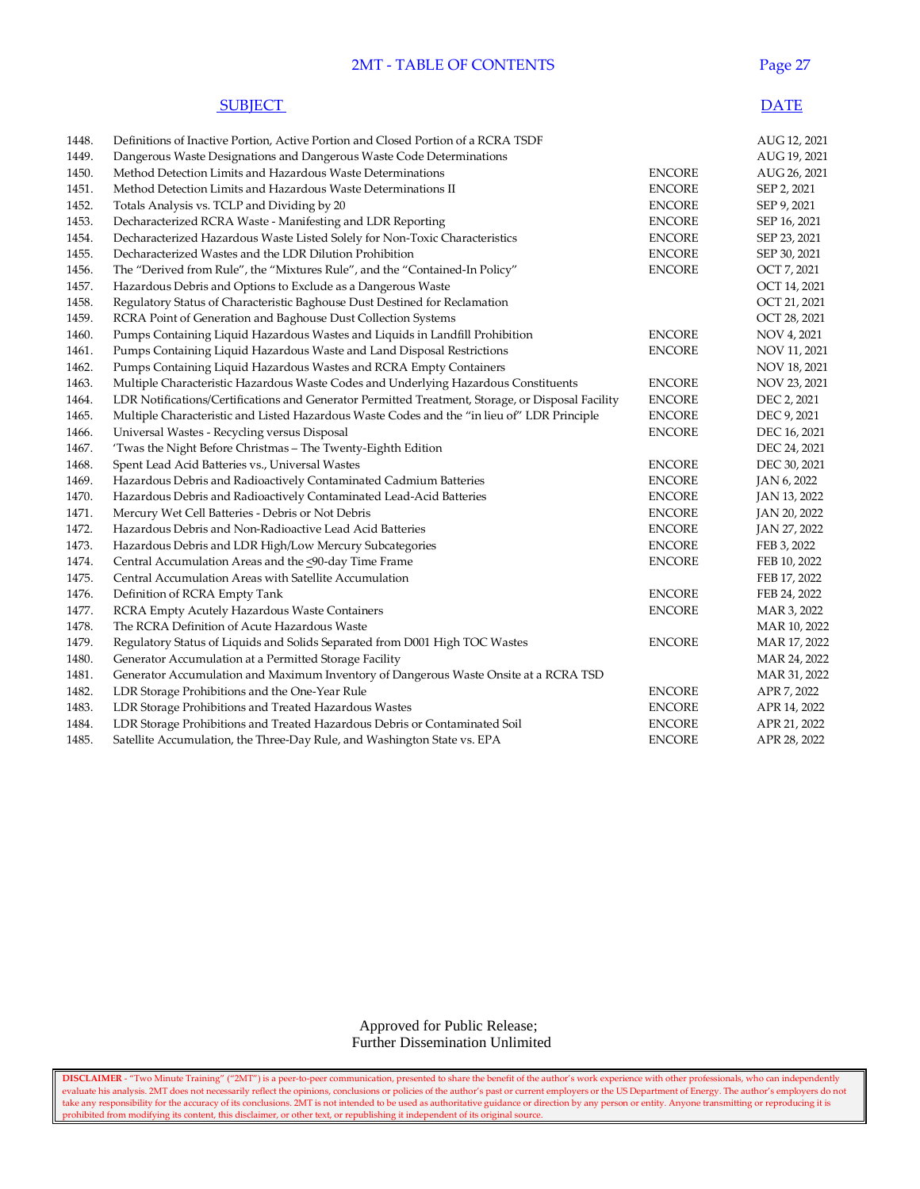# 2MT - TABLE OF CONTENTS

| | SUBJECT | | DATE |
|---|---|---|---|
| 1448. | Definitions of Inactive Portion, Active Portion and Closed Portion of a RCRA TSDF | | AUG 12, 2021 |
| 1449. | Dangerous Waste Designations and Dangerous Waste Code Determinations | | AUG 19, 2021 |
| 1450. | Method Detection Limits and Hazardous Waste Determinations | ENCORE | AUG 26, 2021 |
| 1451. | Method Detection Limits and Hazardous Waste Determinations II | ENCORE | SEP 2, 2021 |
| 1452. | Totals Analysis vs. TCLP and Dividing by 20 | ENCORE | SEP 9, 2021 |
| 1453. | Decharacterized RCRA Waste - Manifesting and LDR Reporting | ENCORE | SEP 16, 2021 |
| 1454. | Decharacterized Hazardous Waste Listed Solely for Non-Toxic Characteristics | ENCORE | SEP 23, 2021 |
| 1455. | Decharacterized Wastes and the LDR Dilution Prohibition | ENCORE | SEP 30, 2021 |
| 1456. | The "Derived from Rule", the "Mixtures Rule", and the "Contained-In Policy" | ENCORE | OCT 7, 2021 |
| 1457. | Hazardous Debris and Options to Exclude as a Dangerous Waste | | OCT 14, 2021 |
| 1458. | Regulatory Status of Characteristic Baghouse Dust Destined for Reclamation | | OCT 21, 2021 |
| 1459. | RCRA Point of Generation and Baghouse Dust Collection Systems | | OCT 28, 2021 |
| 1460. | Pumps Containing Liquid Hazardous Wastes and Liquids in Landfill Prohibition | ENCORE | NOV 4, 2021 |
| 1461. | Pumps Containing Liquid Hazardous Waste and Land Disposal Restrictions | ENCORE | NOV 11, 2021 |
| 1462. | Pumps Containing Liquid Hazardous Wastes and RCRA Empty Containers | | NOV 18, 2021 |
| 1463. | Multiple Characteristic Hazardous Waste Codes and Underlying Hazardous Constituents | ENCORE | NOV 23, 2021 |
| 1464. | LDR Notifications/Certifications and Generator Permitted Treatment, Storage, or Disposal Facility | ENCORE | DEC 2, 2021 |
| 1465. | Multiple Characteristic and Listed Hazardous Waste Codes and the "in lieu of" LDR Principle | ENCORE | DEC 9, 2021 |
| 1466. | Universal Wastes - Recycling versus Disposal | ENCORE | DEC 16, 2021 |
| 1467. | 'Twas the Night Before Christmas – The Twenty-Eighth Edition | | DEC 24, 2021 |
| 1468. | Spent Lead Acid Batteries vs., Universal Wastes | ENCORE | DEC 30, 2021 |
| 1469. | Hazardous Debris and Radioactively Contaminated Cadmium Batteries | ENCORE | JAN 6, 2022 |
| 1470. | Hazardous Debris and Radioactively Contaminated Lead-Acid Batteries | ENCORE | JAN 13, 2022 |
| 1471. | Mercury Wet Cell Batteries - Debris or Not Debris | ENCORE | JAN 20, 2022 |
| 1472. | Hazardous Debris and Non-Radioactive Lead Acid Batteries | ENCORE | JAN 27, 2022 |
| 1473. | Hazardous Debris and LDR High/Low Mercury Subcategories | ENCORE | FEB 3, 2022 |
| 1474. | Central Accumulation Areas and the ≤90-day Time Frame | ENCORE | FEB 10, 2022 |
| 1475. | Central Accumulation Areas with Satellite Accumulation | | FEB 17, 2022 |
| 1476. | Definition of RCRA Empty Tank | ENCORE | FEB 24, 2022 |
| 1477. | RCRA Empty Acutely Hazardous Waste Containers | ENCORE | MAR 3, 2022 |
| 1478. | The RCRA Definition of Acute Hazardous Waste | | MAR 10, 2022 |
| 1479. | Regulatory Status of Liquids and Solids Separated from D001 High TOC Wastes | ENCORE | MAR 17, 2022 |
| 1480. | Generator Accumulation at a Permitted Storage Facility | | MAR 24, 2022 |
| 1481. | Generator Accumulation and Maximum Inventory of Dangerous Waste Onsite at a RCRA TSD | | MAR 31, 2022 |
| 1482. | LDR Storage Prohibitions and the One-Year Rule | ENCORE | APR 7, 2022 |
| 1483. | LDR Storage Prohibitions and Treated Hazardous Wastes | ENCORE | APR 14, 2022 |
| 1484. | LDR Storage Prohibitions and Treated Hazardous Debris or Contaminated Soil | ENCORE | APR 21, 2022 |
| 1485. | Satellite Accumulation, the Three-Day Rule, and Washington State vs. EPA | ENCORE | APR 28, 2022 |

Approved for Public Release;
Further Dissemination Unlimited

**DISCLAIMER** - "Two Minute Training" ("2MT") is a peer-to-peer communication, presented to share the benefit of the author's work experience with other professionals, who can independently evaluate his analysis. 2MT does not necessarily reflect the opinions, conclusions or policies of the author's past or current employers or the US Department of Energy. The author's employers do not take any responsibility for the accuracy of its conclusions. 2MT is not intended to be used as authoritative guidance or direction by any person or entity. Anyone transmitting or reproducing it is prohibited from modifying its content, this disclaimer, or other text, or republishing it independent of its original source.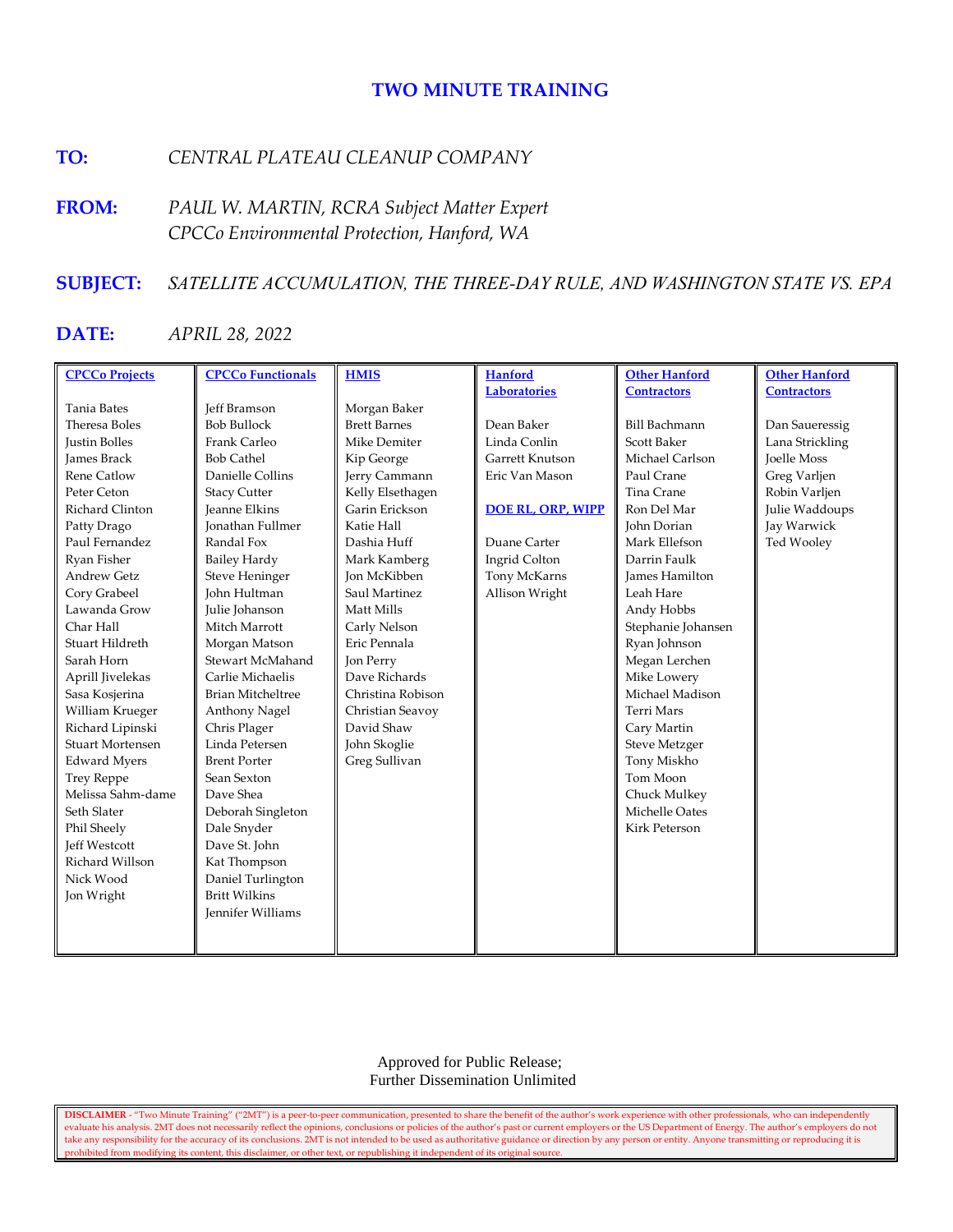# TWO MINUTE TRAINING

**TO:** *CENTRAL PLATEAU CLEANUP COMPANY*

**FROM:** *PAUL W. MARTIN, RCRA Subject Matter Expert*
*CPCCo Environmental Protection, Hanford, WA*

**SUBJECT:** *SATELLITE ACCUMULATION, THE THREE-DAY RULE, AND WASHINGTON STATE VS. EPA*

**DATE:** *APRIL 28, 2022*

| CPCCo Projects | CPCCo Functionals | HMIS | Hanford Laboratories | Other Hanford Contractors | Other Hanford Contractors |
|---|---|---|---|---|---|
| Tania Bates | Jeff Bramson | Morgan Baker | Dean Baker | Bill Bachmann | Dan Saueressig |
| Theresa Boles | Bob Bullock | Brett Barnes | Linda Conlin | Scott Baker | Lana Strickling |
| Justin Bolles | Frank Carleo | Mike Demiter | Garrett Knutson | Michael Carlson | Joelle Moss |
| James Brack | Bob Cathel | Kip George | Eric Van Mason | Paul Crane | Greg Varljen |
| Rene Catlow | Danielle Collins | Jerry Cammann | | Tina Crane | Robin Varljen |
| Peter Ceton | Stacy Cutter | Kelly Elsethagen | **DOE RL, ORP, WIPP** | Ron Del Mar | Julie Waddoups |
| Richard Clinton | Jeanne Elkins | Garin Erickson | | John Dorian | Jay Warwick |
| Patty Drago | Jonathan Fullmer | Katie Hall | Duane Carter | Mark Ellefson | Ted Wooley |
| Paul Fernandez | Randal Fox | Dashia Huff | Ingrid Colton | Darrin Faulk | |
| Ryan Fisher | Bailey Hardy | Mark Kamberg | Tony McKarns | James Hamilton | |
| Andrew Getz | Steve Heninger | Jon McKibben | Allison Wright | Leah Hare | |
| Cory Grabeel | John Hultman | Saul Martinez | | Andy Hobbs | |
| Lawanda Grow | Julie Johanson | Matt Mills | | Stephanie Johansen | |
| Char Hall | Mitch Marrott | Carly Nelson | | Ryan Johnson | |
| Stuart Hildreth | Morgan Matson | Eric Pennala | | Megan Lerchen | |
| Sarah Horn | Stewart McMahand | Jon Perry | | Mike Lowery | |
| Aprill Jivelekas | Carlie Michaelis | Dave Richards | | Michael Madison | |
| Sasa Kosjerina | Brian Mitcheltree | Christina Robison | | Terri Mars | |
| William Krueger | Anthony Nagel | Christian Seavoy | | Cary Martin | |
| Richard Lipinski | Chris Plager | David Shaw | | Steve Metzger | |
| Stuart Mortensen | Linda Petersen | John Skoglie | | Tony Miskho | |
| Edward Myers | Brent Porter | Greg Sullivan | | Tom Moon | |
| Trey Reppe | Sean Sexton | | | Chuck Mulkey | |
| Melissa Sahm-dame | Dave Shea | | | Michelle Oates | |
| Seth Slater | Deborah Singleton | | | Kirk Peterson | |
| Phil Sheely | Dale Snyder | | | | |
| Jeff Westcott | Dave St. John | | | | |
| Richard Willson | Kat Thompson | | | | |
| Nick Wood | Daniel Turlington | | | | |
| Jon Wright | Britt Wilkins | | | | |
| | Jennifer Williams | | | | |

Approved for Public Release;
Further Dissemination Unlimited

**DISCLAIMER** - "Two Minute Training" ("2MT") is a peer-to-peer communication, presented to share the benefit of the author's work experience with other professionals, who can independently evaluate his analysis. 2MT does not necessarily reflect the opinions, conclusions or policies of the author's past or current employers or the US Department of Energy. The author's employers do not take any responsibility for the accuracy of its conclusions. 2MT is not intended to be used as authoritative guidance or direction by any person or entity. Anyone transmitting or reproducing it is prohibited from modifying its content, this disclaimer, or other text, or republishing it independent of its original source.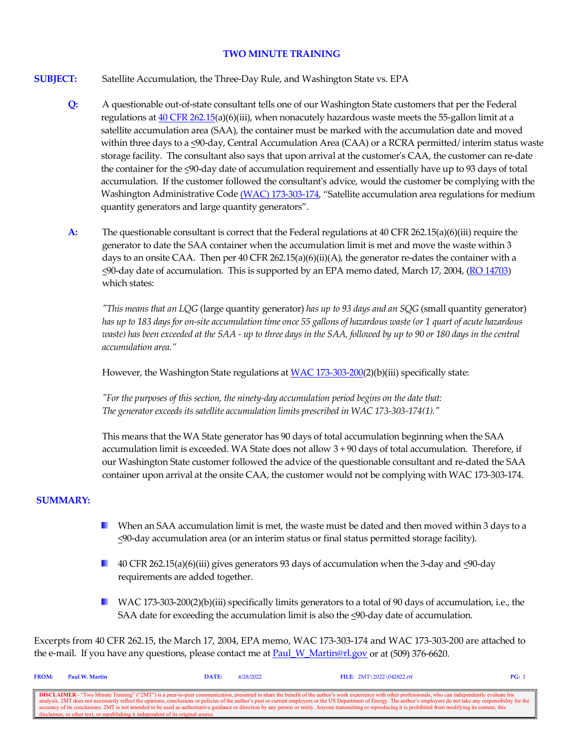**TWO MINUTE TRAINING**

**SUBJECT:** Satellite Accumulation, the Three-Day Rule, and Washington State vs. EPA

**Q:** A questionable out-of-state consultant tells one of our Washington State customers that per the Federal regulations at 40 CFR 262.15(a)(6)(iii), when nonacutely hazardous waste meets the 55-gallon limit at a satellite accumulation area (SAA), the container must be marked with the accumulation date and moved within three days to a ≤90-day, Central Accumulation Area (CAA) or a RCRA permitted/ interim status waste storage facility. The consultant also says that upon arrival at the customer's CAA, the customer can re-date the container for the ≤90-day date of accumulation requirement and essentially have up to 93 days of total accumulation. If the customer followed the consultant's advice, would the customer be complying with the Washington Administrative Code (WAC) 173-303-174, "Satellite accumulation area regulations for medium quantity generators and large quantity generators".

**A:** The questionable consultant is correct that the Federal regulations at 40 CFR 262.15(a)(6)(iii) require the generator to date the SAA container when the accumulation limit is met and move the waste within 3 days to an onsite CAA. Then per 40 CFR 262.15(a)(6)(ii)(A), the generator re-dates the container with a ≤90-day date of accumulation. This is supported by an EPA memo dated, March 17, 2004, (RO 14703) which states:

*"This means that an LQG* (large quantity generator) *has up to 93 days and an SQG* (small quantity generator) *has up to 183 days for on-site accumulation time once 55 gallons of hazardous waste (or 1 quart of acute hazardous waste) has been exceeded at the SAA - up to three days in the SAA, followed by up to 90 or 180 days in the central accumulation area."*

However, the Washington State regulations at WAC 173-303-200(2)(b)(iii) specifically state:

*"For the purposes of this section, the ninety-day accumulation period begins on the date that: The generator exceeds its satellite accumulation limits prescribed in WAC 173-303-174(1)."*

This means that the WA State generator has 90 days of total accumulation beginning when the SAA accumulation limit is exceeded. WA State does not allow 3 + 90 days of total accumulation. Therefore, if our Washington State customer followed the advice of the questionable consultant and re-dated the SAA container upon arrival at the onsite CAA, the customer would not be complying with WAC 173-303-174.

**SUMMARY:**

- When an SAA accumulation limit is met, the waste must be dated and then moved within 3 days to a ≤90-day accumulation area (or an interim status or final status permitted storage facility).
- 40 CFR 262.15(a)(6)(iii) gives generators 93 days of accumulation when the 3-day and ≤90-day requirements are added together.
- WAC 173-303-200(2)(b)(iii) specifically limits generators to a total of 90 days of accumulation, i.e., the SAA date for exceeding the accumulation limit is also the ≤90-day date of accumulation.

Excerpts from 40 CFR 262.15, the March 17, 2004, EPA memo, WAC 173-303-174 and WAC 173-303-200 are attached to the e-mail. If you have any questions, please contact me at Paul_W_Martin@rl.gov or at (509) 376-6620.

**FROM:** Paul W. Martin **DATE:** 4/28/2022 **FILE:** 2MT\2022\042822.rtf

**DISCLAIMER** - "Two Minute Training" ("2MT") is a peer-to-peer communication, presented to share the benefit of the author's work experience with other professionals, who can independently evaluate his analysis. 2MT does not necessarily reflect the opinions, conclusions or policies of the author's past or current employers or the US Department of Energy. The author's employers do not take any responsibility for the accuracy of its conclusions. 2MT is not intended to be used as authoritative guidance or direction by any person or entity. Anyone transmitting or reproducing it is prohibited from modifying its content, this disclaimer, or other text, or republishing it independent of its original source.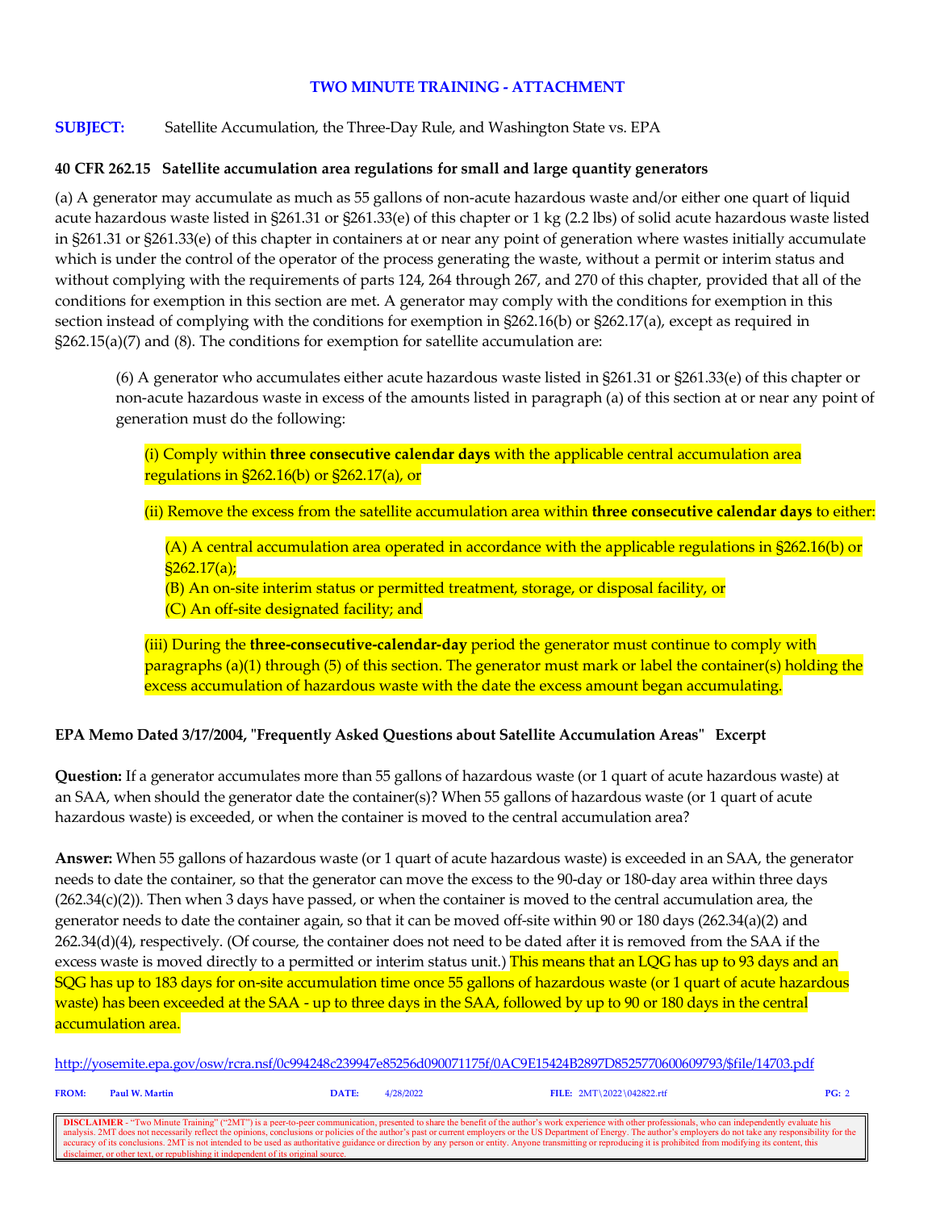## TWO MINUTE TRAINING - ATTACHMENT

**SUBJECT:** Satellite Accumulation, the Three-Day Rule, and Washington State vs. EPA

### 40 CFR 262.15 Satellite accumulation area regulations for small and large quantity generators

(a) A generator may accumulate as much as 55 gallons of non-acute hazardous waste and/or either one quart of liquid acute hazardous waste listed in §261.31 or §261.33(e) of this chapter or 1 kg (2.2 lbs) of solid acute hazardous waste listed in §261.31 or §261.33(e) of this chapter in containers at or near any point of generation where wastes initially accumulate which is under the control of the operator of the process generating the waste, without a permit or interim status and without complying with the requirements of parts 124, 264 through 267, and 270 of this chapter, provided that all of the conditions for exemption in this section are met. A generator may comply with the conditions for exemption in this section instead of complying with the conditions for exemption in §262.16(b) or §262.17(a), except as required in §262.15(a)(7) and (8). The conditions for exemption for satellite accumulation are:

> (6) A generator who accumulates either acute hazardous waste listed in §261.31 or §261.33(e) of this chapter or non-acute hazardous waste in excess of the amounts listed in paragraph (a) of this section at or near any point of generation must do the following:
>
> (i) Comply within **three consecutive calendar days** with the applicable central accumulation area regulations in §262.16(b) or §262.17(a), or
>
> (ii) Remove the excess from the satellite accumulation area within **three consecutive calendar days** to either:
>
> > (A) A central accumulation area operated in accordance with the applicable regulations in §262.16(b) or §262.17(a);
> > (B) An on-site interim status or permitted treatment, storage, or disposal facility, or
> > (C) An off-site designated facility; and
>
> (iii) During the **three-consecutive-calendar-day** period the generator must continue to comply with paragraphs (a)(1) through (5) of this section. The generator must mark or label the container(s) holding the excess accumulation of hazardous waste with the date the excess amount began accumulating.

### EPA Memo Dated 3/17/2004, "Frequently Asked Questions about Satellite Accumulation Areas" Excerpt

**Question:** If a generator accumulates more than 55 gallons of hazardous waste (or 1 quart of acute hazardous waste) at an SAA, when should the generator date the container(s)? When 55 gallons of hazardous waste (or 1 quart of acute hazardous waste) is exceeded, or when the container is moved to the central accumulation area?

**Answer:** When 55 gallons of hazardous waste (or 1 quart of acute hazardous waste) is exceeded in an SAA, the generator needs to date the container, so that the generator can move the excess to the 90-day or 180-day area within three days (262.34(c)(2)). Then when 3 days have passed, or when the container is moved to the central accumulation area, the generator needs to date the container again, so that it can be moved off-site within 90 or 180 days (262.34(a)(2) and 262.34(d)(4), respectively. (Of course, the container does not need to be dated after it is removed from the SAA if the excess waste is moved directly to a permitted or interim status unit.) This means that an LQG has up to 93 days and an SQG has up to 183 days for on-site accumulation time once 55 gallons of hazardous waste (or 1 quart of acute hazardous waste) has been exceeded at the SAA - up to three days in the SAA, followed by up to 90 or 180 days in the central accumulation area.

http://yosemite.epa.gov/osw/rcra.nsf/0c994248c239947e85256d090071175f/0AC9E15424B2897D8525770600609793/$file/14703.pdf

**FROM:** Paul W. Martin **DATE:** 4/28/2022 **FILE:** 2MT\2022\042822.rtf

**DISCLAIMER** - "Two Minute Training" ("2MT") is a peer-to-peer communication, presented to share the benefit of the author's work experience with other professionals, who can independently evaluate his analysis. 2MT does not necessarily reflect the opinions, conclusions or policies of the author's past or current employers or the US Department of Energy. The author's employers do not take any responsibility for the accuracy of its conclusions. 2MT is not intended to be used as authoritative guidance or direction by any person or entity. Anyone transmitting or reproducing it is prohibited from modifying its content, this disclaimer, or other text, or republishing it independent of its original source.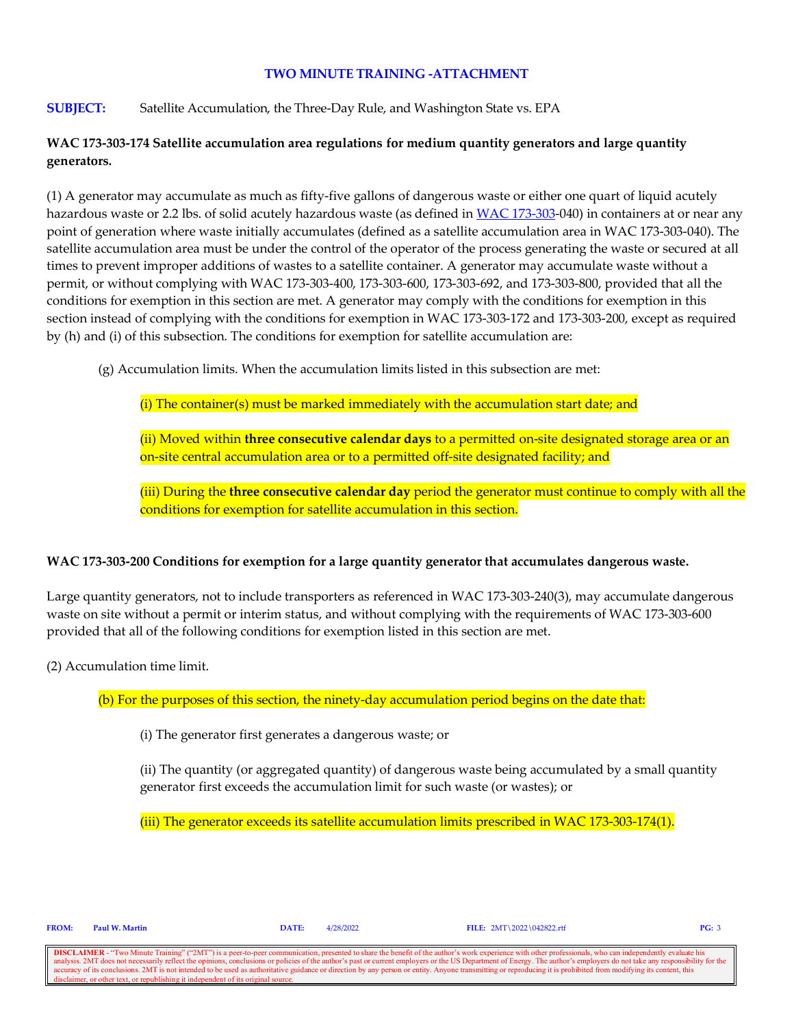# TWO MINUTE TRAINING -ATTACHMENT

**SUBJECT:** Satellite Accumulation, the Three-Day Rule, and Washington State vs. EPA

**WAC 173-303-174 Satellite accumulation area regulations for medium quantity generators and large quantity generators.**

(1) A generator may accumulate as much as fifty-five gallons of dangerous waste or either one quart of liquid acutely hazardous waste or 2.2 lbs. of solid acutely hazardous waste (as defined in WAC 173-303-040) in containers at or near any point of generation where waste initially accumulates (defined as a satellite accumulation area in WAC 173-303-040). The satellite accumulation area must be under the control of the operator of the process generating the waste or secured at all times to prevent improper additions of wastes to a satellite container. A generator may accumulate waste without a permit, or without complying with WAC 173-303-400, 173-303-600, 173-303-692, and 173-303-800, provided that all the conditions for exemption in this section are met. A generator may comply with the conditions for exemption in this section instead of complying with the conditions for exemption in WAC 173-303-172 and 173-303-200, except as required by (h) and (i) of this subsection. The conditions for exemption for satellite accumulation are:

(g) Accumulation limits. When the accumulation limits listed in this subsection are met:

(i) The container(s) must be marked immediately with the accumulation start date; and

(ii) Moved within **three consecutive calendar days** to a permitted on-site designated storage area or an on-site central accumulation area or to a permitted off-site designated facility; and

(iii) During the **three consecutive calendar day** period the generator must continue to comply with all the conditions for exemption for satellite accumulation in this section.

**WAC 173-303-200 Conditions for exemption for a large quantity generator that accumulates dangerous waste.**

Large quantity generators, not to include transporters as referenced in WAC 173-303-240(3), may accumulate dangerous waste on site without a permit or interim status, and without complying with the requirements of WAC 173-303-600 provided that all of the following conditions for exemption listed in this section are met.

(2) Accumulation time limit.

(b) For the purposes of this section, the ninety-day accumulation period begins on the date that:

(i) The generator first generates a dangerous waste; or

(ii) The quantity (or aggregated quantity) of dangerous waste being accumulated by a small quantity generator first exceeds the accumulation limit for such waste (or wastes); or

(iii) The generator exceeds its satellite accumulation limits prescribed in WAC 173-303-174(1).

**FROM:** Paul W. Martin **DATE:** 4/28/2022 **FILE:** 2MT\2022\042822.rtf

DISCLAIMER - "Two Minute Training" ("2MT") is a peer-to-peer communication, presented to share the benefit of the author's work experience with other professionals, who can independently evaluate his analysis. 2MT does not necessarily reflect the opinions, conclusions or policies of the author's past or current employers or the US Department of Energy. The author's employers do not take any responsibility for the accuracy of its conclusions. 2MT is not intended to be used as authoritative guidance or direction by any person or entity. Anyone transmitting or reproducing it is prohibited from modifying its content, this disclaimer, or other text, or republishing it independent of its original source.